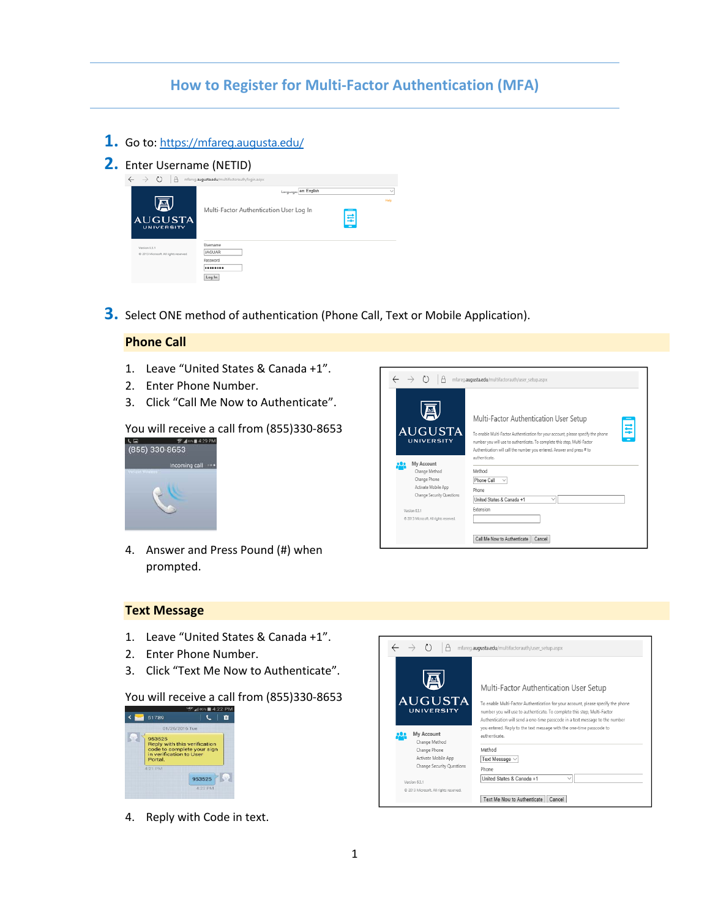# How to Register for Multi-Factor Authentication (MFA)

1. Go to: [https://mfareg.augusta.edu/](https://mfareg.augusta.edu/)
2. Enter Username (NETID)
3. Select ONE method of authentication (Phone Call, Text or Mobile Application).

## Phone Call

1. Leave "United States & Canada +1".
2. Enter Phone Number.
3. Click "Call Me Now to Authenticate".

You will receive a call from (855)330-8653

4. Answer and Press Pound (#) when prompted.

## Text Message

1. Leave "United States & Canada +1".
2. Enter Phone Number.
3. Click "Text Me Now to Authenticate".

You will receive a call from (855)330-8653

4. Reply with Code in text.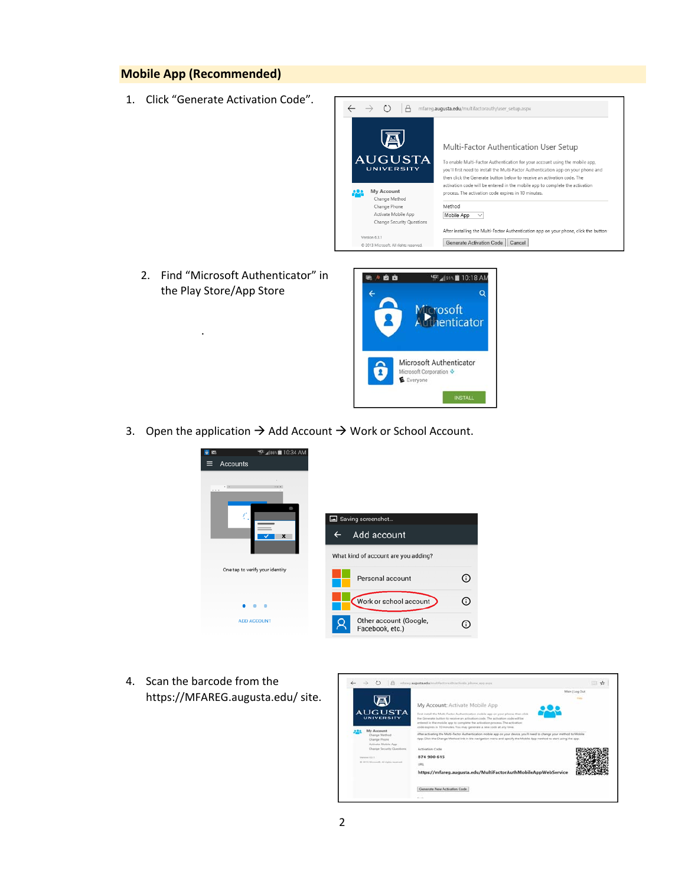## Mobile App (Recommended)

1. Click "Generate Activation Code".

2. Find "Microsoft Authenticator" in the Play Store/App Store

3. Open the application → Add Account → Work or School Account.

4. Scan the barcode from the https://MFAREG.augusta.edu/ site.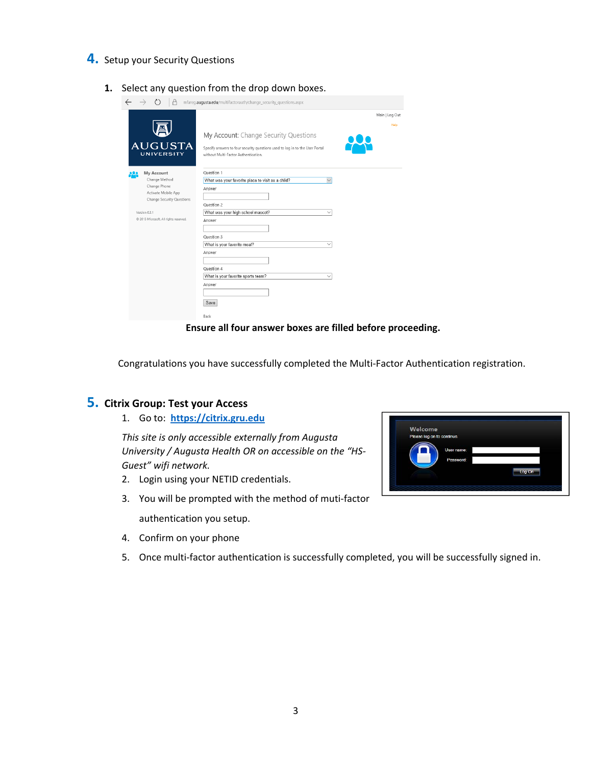## 4. Setup your Security Questions

1. Select any question from the drop down boxes.

**Ensure all four answer boxes are filled before proceeding.**

Congratulations you have successfully completed the Multi-Factor Authentication registration.

## 5. Citrix Group: Test your Access

1. Go to: **https://citrix.gru.edu**

   *This site is only accessible externally from Augusta University / Augusta Health OR on accessible on the "HS-Guest" wifi network.*

2. Login using your NETID credentials.
3. You will be prompted with the method of muti-factor authentication you setup.
4. Confirm on your phone
5. Once multi-factor authentication is successfully completed, you will be successfully signed in.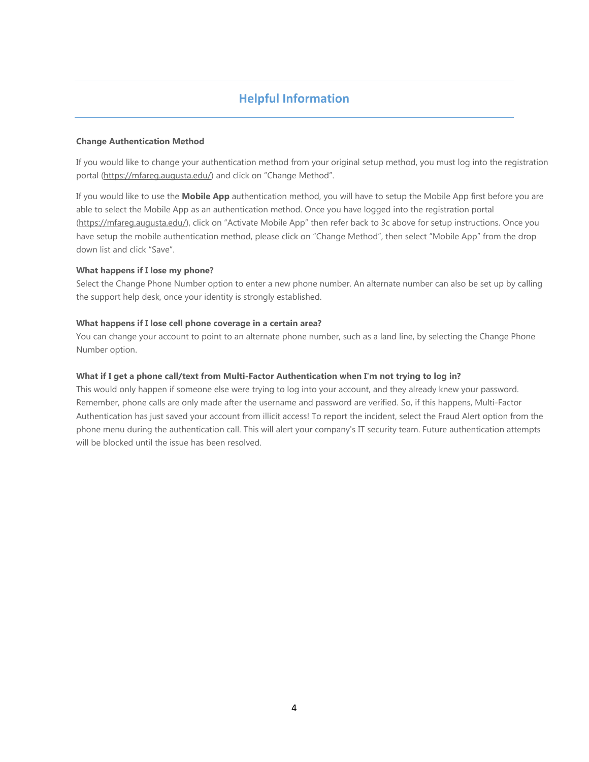## Helpful Information

**Change Authentication Method**

If you would like to change your authentication method from your original setup method, you must log into the registration portal (https://mfareg.augusta.edu/) and click on "Change Method".

If you would like to use the **Mobile App** authentication method, you will have to setup the Mobile App first before you are able to select the Mobile App as an authentication method. Once you have logged into the registration portal (https://mfareg.augusta.edu/), click on "Activate Mobile App" then refer back to 3c above for setup instructions. Once you have setup the mobile authentication method, please click on "Change Method", then select "Mobile App" from the drop down list and click "Save".

**What happens if I lose my phone?**

Select the Change Phone Number option to enter a new phone number. An alternate number can also be set up by calling the support help desk, once your identity is strongly established.

**What happens if I lose cell phone coverage in a certain area?**

You can change your account to point to an alternate phone number, such as a land line, by selecting the Change Phone Number option.

**What if I get a phone call/text from Multi-Factor Authentication when I'm not trying to log in?**

This would only happen if someone else were trying to log into your account, and they already knew your password. Remember, phone calls are only made after the username and password are verified. So, if this happens, Multi-Factor Authentication has just saved your account from illicit access! To report the incident, select the Fraud Alert option from the phone menu during the authentication call. This will alert your company's IT security team. Future authentication attempts will be blocked until the issue has been resolved.